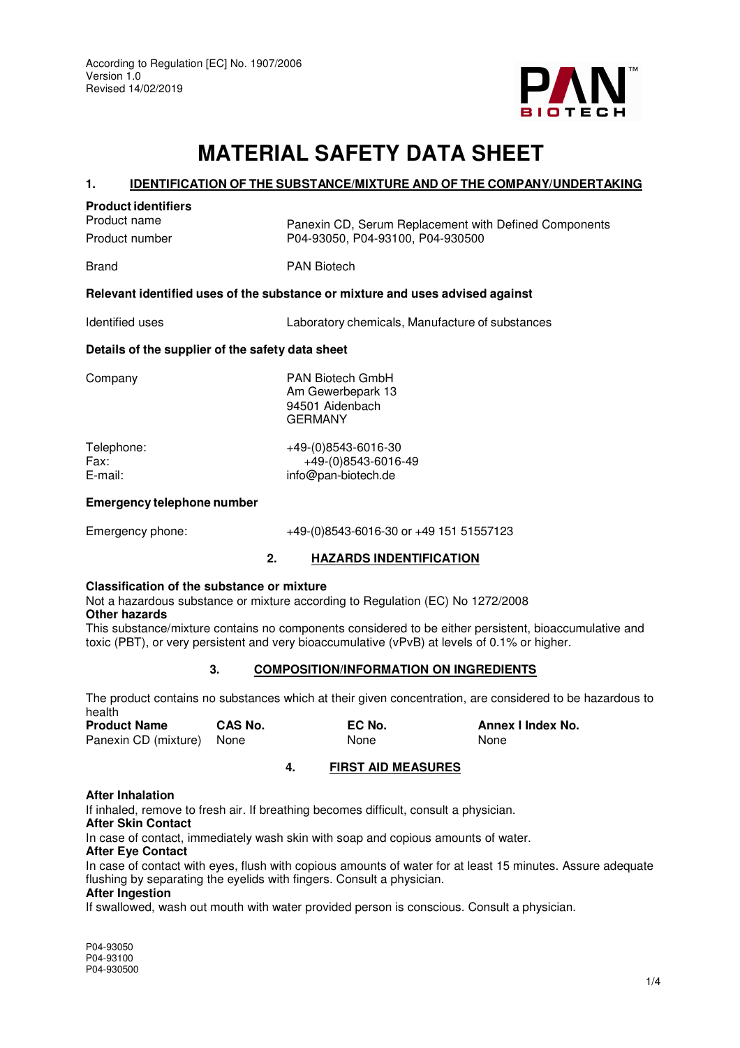According to Regulation [EC] No. 1907/2006
Version 1.0
Revised 14/02/2019

# MATERIAL SAFETY DATA SHEET

## 1. IDENTIFICATION OF THE SUBSTANCE/MIXTURE AND OF THE COMPANY/UNDERTAKING

**Product identifiers**

| | |
|---|---|
| Product name | Panexin CD, Serum Replacement with Defined Components |
| Product number | P04-93050, P04-93100, P04-930500 |
| Brand | PAN Biotech |

**Relevant identified uses of the substance or mixture and uses advised against**

| | |
|---|---|
| Identified uses | Laboratory chemicals, Manufacture of substances |

**Details of the supplier of the safety data sheet**

| | |
|---|---|
| Company | PAN Biotech GmbH<br>Am Gewerbepark 13<br>94501 Aidenbach<br>GERMANY |
| Telephone: | +49-(0)8543-6016-30 |
| Fax: | +49-(0)8543-6016-49 |
| E-mail: | info@pan-biotech.de |

**Emergency telephone number**

| | |
|---|---|
| Emergency phone: | +49-(0)8543-6016-30 or +49 151 51557123 |

## 2. HAZARDS INDENTIFICATION

**Classification of the substance or mixture**

Not a hazardous substance or mixture according to Regulation (EC) No 1272/2008

**Other hazards**

This substance/mixture contains no components considered to be either persistent, bioaccumulative and toxic (PBT), or very persistent and very bioaccumulative (vPvB) at levels of 0.1% or higher.

## 3. COMPOSITION/INFORMATION ON INGREDIENTS

The product contains no substances which at their given concentration, are considered to be hazardous to health

| Product Name | CAS No. | EC No. | Annex I Index No. |
|---|---|---|---|
| Panexin CD (mixture) | None | None | None |

## 4. FIRST AID MEASURES

**After Inhalation**

If inhaled, remove to fresh air. If breathing becomes difficult, consult a physician.

**After Skin Contact**

In case of contact, immediately wash skin with soap and copious amounts of water.

**After Eye Contact**

In case of contact with eyes, flush with copious amounts of water for at least 15 minutes. Assure adequate flushing by separating the eyelids with fingers. Consult a physician.

**After Ingestion**

If swallowed, wash out mouth with water provided person is conscious. Consult a physician.

P04-93050
P04-93100
P04-930500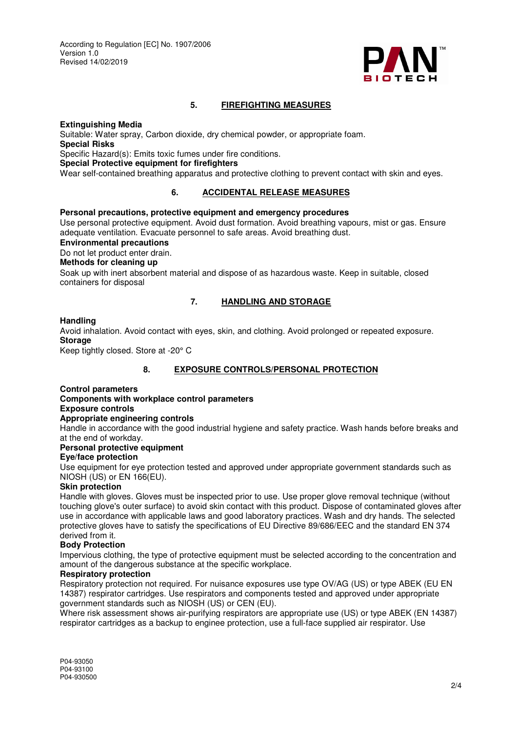## 5. FIREFIGHTING MEASURES

**Extinguishing Media**

Suitable: Water spray, Carbon dioxide, dry chemical powder, or appropriate foam.

**Special Risks**

Specific Hazard(s): Emits toxic fumes under fire conditions.

**Special Protective equipment for firefighters**

Wear self-contained breathing apparatus and protective clothing to prevent contact with skin and eyes.

## 6. ACCIDENTAL RELEASE MEASURES

**Personal precautions, protective equipment and emergency procedures**

Use personal protective equipment. Avoid dust formation. Avoid breathing vapours, mist or gas. Ensure adequate ventilation. Evacuate personnel to safe areas. Avoid breathing dust.

**Environmental precautions**

Do not let product enter drain.

**Methods for cleaning up**

Soak up with inert absorbent material and dispose of as hazardous waste. Keep in suitable, closed containers for disposal

## 7. HANDLING AND STORAGE

**Handling**

Avoid inhalation. Avoid contact with eyes, skin, and clothing. Avoid prolonged or repeated exposure.

**Storage**

Keep tightly closed. Store at -20° C

## 8. EXPOSURE CONTROLS/PERSONAL PROTECTION

**Control parameters**

**Components with workplace control parameters**

**Exposure controls**

**Appropriate engineering controls**

Handle in accordance with the good industrial hygiene and safety practice. Wash hands before breaks and at the end of workday.

**Personal protective equipment**

**Eye/face protection**

Use equipment for eye protection tested and approved under appropriate government standards such as NIOSH (US) or EN 166(EU).

**Skin protection**

Handle with gloves. Gloves must be inspected prior to use. Use proper glove removal technique (without touching glove's outer surface) to avoid skin contact with this product. Dispose of contaminated gloves after use in accordance with applicable laws and good laboratory practices. Wash and dry hands. The selected protective gloves have to satisfy the specifications of EU Directive 89/686/EEC and the standard EN 374 derived from it.

**Body Protection**

Impervious clothing, the type of protective equipment must be selected according to the concentration and amount of the dangerous substance at the specific workplace.

**Respiratory protection**

Respiratory protection not required. For nuisance exposures use type OV/AG (US) or type ABEK (EU EN 14387) respirator cartridges. Use respirators and components tested and approved under appropriate government standards such as NIOSH (US) or CEN (EU).

Where risk assessment shows air-purifying respirators are appropriate use (US) or type ABEK (EN 14387) respirator cartridges as a backup to enginee protection, use a full-face supplied air respirator. Use

P04-93050
P04-93100
P04-930500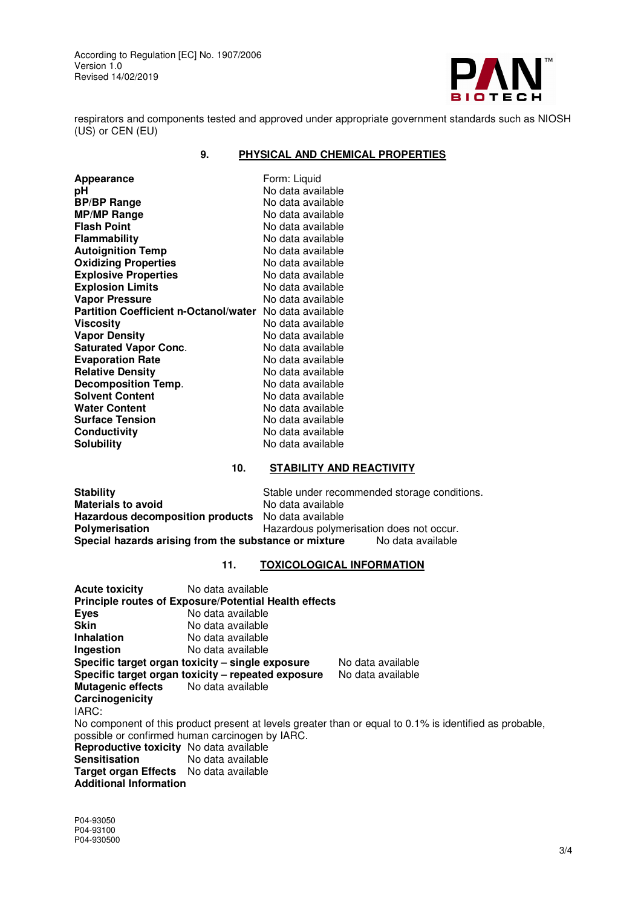respirators and components tested and approved under appropriate government standards such as NIOSH (US) or CEN (EU)

## 9. PHYSICAL AND CHEMICAL PROPERTIES

| | |
|---|---|
| **Appearance** | Form: Liquid |
| **pH** | No data available |
| **BP/BP Range** | No data available |
| **MP/MP Range** | No data available |
| **Flash Point** | No data available |
| **Flammability** | No data available |
| **Autoignition Temp** | No data available |
| **Oxidizing Properties** | No data available |
| **Explosive Properties** | No data available |
| **Explosion Limits** | No data available |
| **Vapor Pressure** | No data available |
| **Partition Coefficient n-Octanol/water** | No data available |
| **Viscosity** | No data available |
| **Vapor Density** | No data available |
| **Saturated Vapor Conc.** | No data available |
| **Evaporation Rate** | No data available |
| **Relative Density** | No data available |
| **Decomposition Temp.** | No data available |
| **Solvent Content** | No data available |
| **Water Content** | No data available |
| **Surface Tension** | No data available |
| **Conductivity** | No data available |
| **Solubility** | No data available |

## 10. STABILITY AND REACTIVITY

| | |
|---|---|
| **Stability** | Stable under recommended storage conditions. |
| **Materials to avoid** | No data available |
| **Hazardous decomposition products** | No data available |
| **Polymerisation** | Hazardous polymerisation does not occur. |
| **Special hazards arising from the substance or mixture** | No data available |

## 11. TOXICOLOGICAL INFORMATION

**Acute toxicity** No data available

**Principle routes of Exposure/Potential Health effects**

| | |
|---|---|
| **Eyes** | No data available |
| **Skin** | No data available |
| **Inhalation** | No data available |
| **Ingestion** | No data available |
| **Specific target organ toxicity – single exposure** | No data available |
| **Specific target organ toxicity – repeated exposure** | No data available |
| **Mutagenic effects** | No data available |

**Carcinogenicity**

IARC:

No component of this product present at levels greater than or equal to 0.1% is identified as probable, possible or confirmed human carcinogen by IARC.

| | |
|---|---|
| **Reproductive toxicity** | No data available |
| **Sensitisation** | No data available |
| **Target organ Effects** | No data available |

**Additional Information**

P04-93050
P04-93100
P04-930500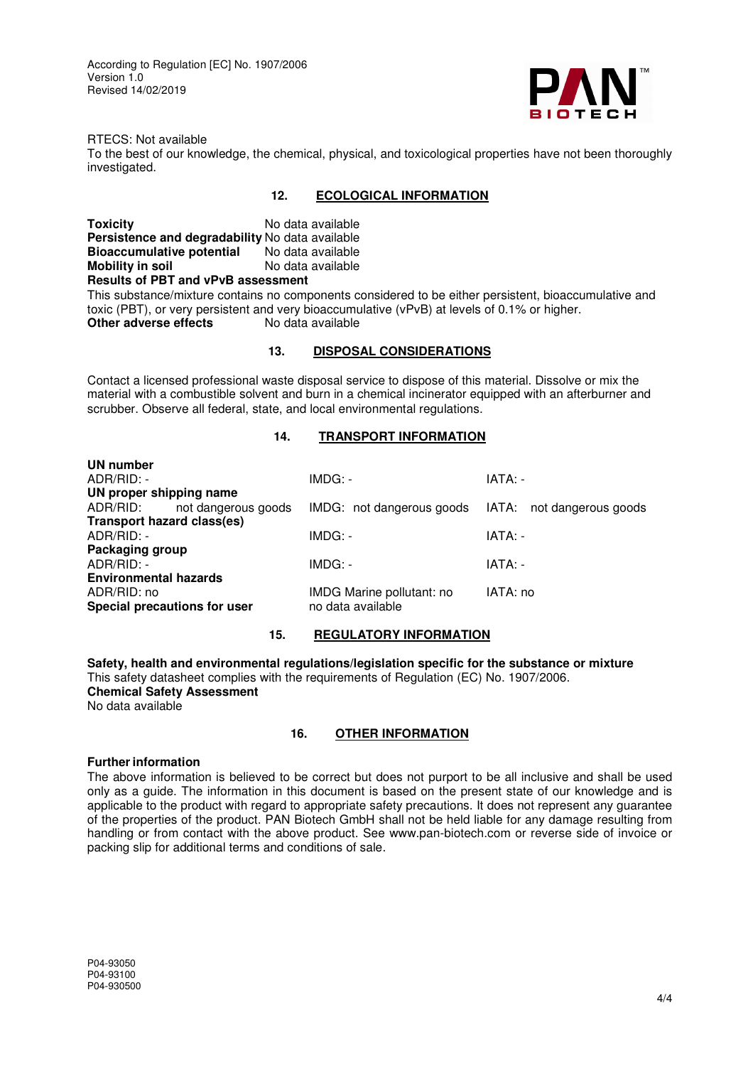RTECS: Not available

To the best of our knowledge, the chemical, physical, and toxicological properties have not been thoroughly investigated.

## 12. ECOLOGICAL INFORMATION

**Toxicity** No data available
**Persistence and degradability** No data available
**Bioaccumulative potential** No data available
**Mobility in soil** No data available
**Results of PBT and vPvB assessment**
This substance/mixture contains no components considered to be either persistent, bioaccumulative and toxic (PBT), or very persistent and very bioaccumulative (vPvB) at levels of 0.1% or higher.
**Other adverse effects** No data available

## 13. DISPOSAL CONSIDERATIONS

Contact a licensed professional waste disposal service to dispose of this material. Dissolve or mix the material with a combustible solvent and burn in a chemical incinerator equipped with an afterburner and scrubber. Observe all federal, state, and local environmental regulations.

## 14. TRANSPORT INFORMATION

| | | |
|---|---|---|
| **UN number** | | |
| ADR/RID: - | IMDG: - | IATA: - |
| **UN proper shipping name** | | |
| ADR/RID: not dangerous goods | IMDG: not dangerous goods | IATA: not dangerous goods |
| **Transport hazard class(es)** | | |
| ADR/RID: - | IMDG: - | IATA: - |
| **Packaging group** | | |
| ADR/RID: - | IMDG: - | IATA: - |
| **Environmental hazards** | | |
| ADR/RID: no | IMDG Marine pollutant: no | IATA: no |
| **Special precautions for user** | no data available | |

## 15. REGULATORY INFORMATION

**Safety, health and environmental regulations/legislation specific for the substance or mixture**
This safety datasheet complies with the requirements of Regulation (EC) No. 1907/2006.
**Chemical Safety Assessment**
No data available

## 16. OTHER INFORMATION

**Further information**
The above information is believed to be correct but does not purport to be all inclusive and shall be used only as a guide. The information in this document is based on the present state of our knowledge and is applicable to the product with regard to appropriate safety precautions. It does not represent any guarantee of the properties of the product. PAN Biotech GmbH shall not be held liable for any damage resulting from handling or from contact with the above product. See www.pan-biotech.com or reverse side of invoice or packing slip for additional terms and conditions of sale.